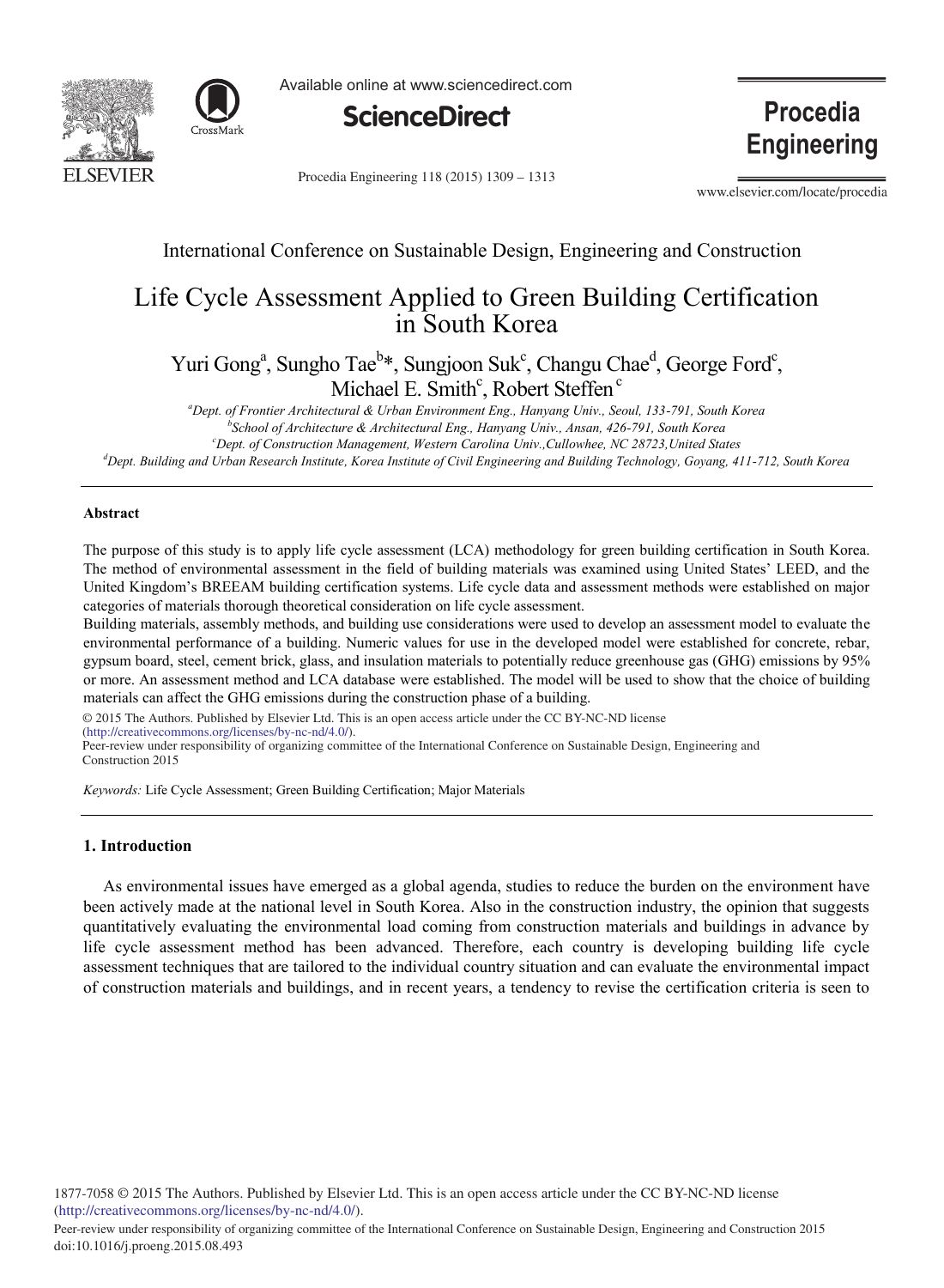International Conference on Sustainable Design, Engineering and Construction

# Life Cycle Assessment Applied to Green Building Certification in South Korea

Yuri Gong[a], Sungho Tae[b]*, Sungjoon Suk[c], Changu Chae[d], George Ford[c], Michael E. Smith[c], Robert Steffen[c]

[a]*Dept. of Frontier Architectural & Urban Environment Eng., Hanyang Univ., Seoul, 133-791, South Korea*
[b]*School of Architecture & Architectural Eng., Hanyang Univ., Ansan, 426-791, South Korea*
[c]*Dept. of Construction Management, Western Carolina Univ.,Cullowhee, NC 28723,United States*
[d]*Dept. Building and Urban Research Institute, Korea Institute of Civil Engineering and Building Technology, Goyang, 411-712, South Korea*

## Abstract

The purpose of this study is to apply life cycle assessment (LCA) methodology for green building certification in South Korea. The method of environmental assessment in the field of building materials was examined using United States' LEED, and the United Kingdom's BREEAM building certification systems. Life cycle data and assessment methods were established on major categories of materials thorough theoretical consideration on life cycle assessment.

Building materials, assembly methods, and building use considerations were used to develop an assessment model to evaluate the environmental performance of a building. Numeric values for use in the developed model were established for concrete, rebar, gypsum board, steel, cement brick, glass, and insulation materials to potentially reduce greenhouse gas (GHG) emissions by 95% or more. An assessment method and LCA database were established. The model will be used to show that the choice of building materials can affect the GHG emissions during the construction phase of a building.

© 2015 The Authors. Published by Elsevier Ltd. This is an open access article under the CC BY-NC-ND license (http://creativecommons.org/licenses/by-nc-nd/4.0/).
Peer-review under responsibility of organizing committee of the International Conference on Sustainable Design, Engineering and Construction 2015

*Keywords:* Life Cycle Assessment; Green Building Certification; Major Materials

## 1. Introduction

As environmental issues have emerged as a global agenda, studies to reduce the burden on the environment have been actively made at the national level in South Korea. Also in the construction industry, the opinion that suggests quantitatively evaluating the environmental load coming from construction materials and buildings in advance by life cycle assessment method has been advanced. Therefore, each country is developing building life cycle assessment techniques that are tailored to the individual country situation and can evaluate the environmental impact of construction materials and buildings, and in recent years, a tendency to revise the certification criteria is seen to

1877-7058 © 2015 The Authors. Published by Elsevier Ltd. This is an open access article under the CC BY-NC-ND license (http://creativecommons.org/licenses/by-nc-nd/4.0/).
Peer-review under responsibility of organizing committee of the International Conference on Sustainable Design, Engineering and Construction 2015
doi:10.1016/j.proeng.2015.08.493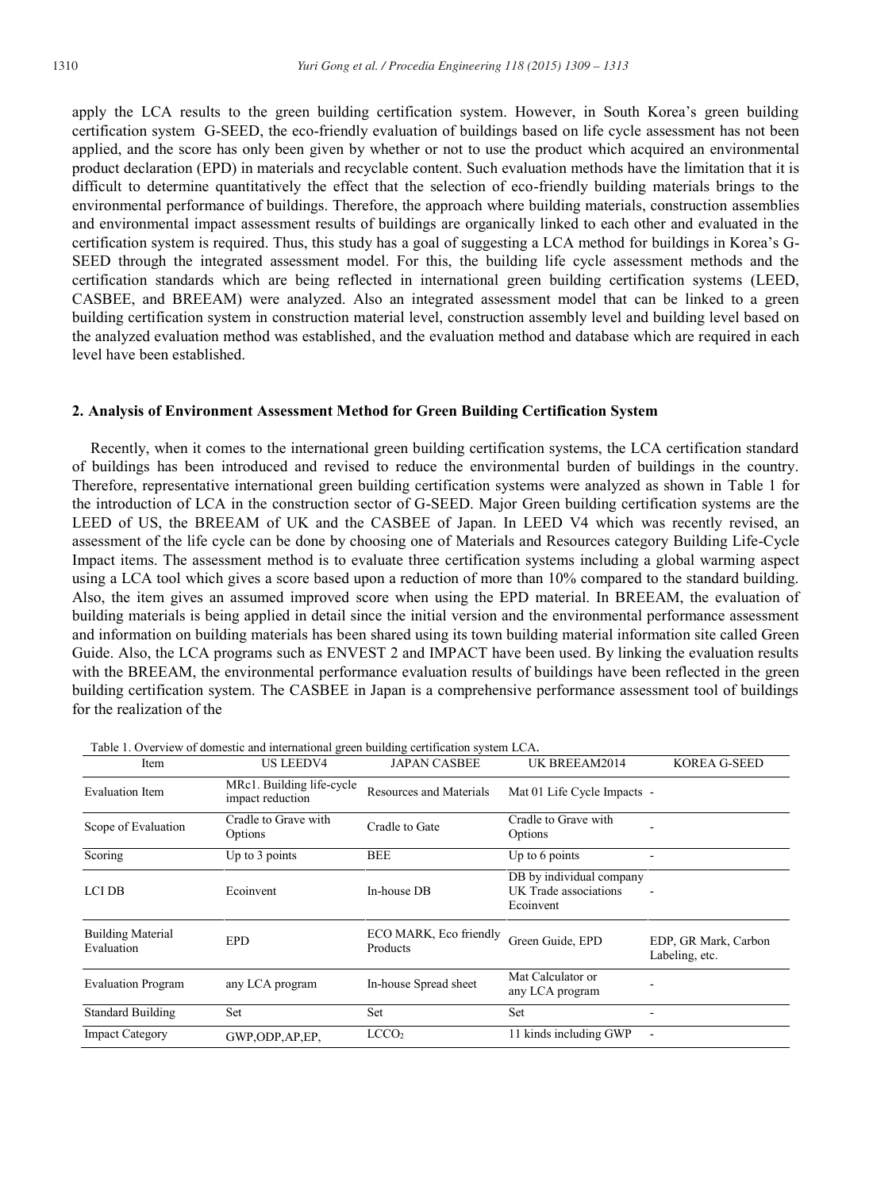apply the LCA results to the green building certification system. However, in South Korea's green building certification system G-SEED, the eco-friendly evaluation of buildings based on life cycle assessment has not been applied, and the score has only been given by whether or not to use the product which acquired an environmental product declaration (EPD) in materials and recyclable content. Such evaluation methods have the limitation that it is difficult to determine quantitatively the effect that the selection of eco-friendly building materials brings to the environmental performance of buildings. Therefore, the approach where building materials, construction assemblies and environmental impact assessment results of buildings are organically linked to each other and evaluated in the certification system is required. Thus, this study has a goal of suggesting a LCA method for buildings in Korea's G-SEED through the integrated assessment model. For this, the building life cycle assessment methods and the certification standards which are being reflected in international green building certification systems (LEED, CASBEE, and BREEAM) were analyzed. Also an integrated assessment model that can be linked to a green building certification system in construction material level, construction assembly level and building level based on the analyzed evaluation method was established, and the evaluation method and database which are required in each level have been established.

## 2. Analysis of Environment Assessment Method for Green Building Certification System

Recently, when it comes to the international green building certification systems, the LCA certification standard of buildings has been introduced and revised to reduce the environmental burden of buildings in the country. Therefore, representative international green building certification systems were analyzed as shown in Table 1 for the introduction of LCA in the construction sector of G-SEED. Major Green building certification systems are the LEED of US, the BREEAM of UK and the CASBEE of Japan. In LEED V4 which was recently revised, an assessment of the life cycle can be done by choosing one of Materials and Resources category Building Life-Cycle Impact items. The assessment method is to evaluate three certification systems including a global warming aspect using a LCA tool which gives a score based upon a reduction of more than 10% compared to the standard building. Also, the item gives an assumed improved score when using the EPD material. In BREEAM, the evaluation of building materials is being applied in detail since the initial version and the environmental performance assessment and information on building materials has been shared using its town building material information site called Green Guide. Also, the LCA programs such as ENVEST 2 and IMPACT have been used. By linking the evaluation results with the BREEAM, the environmental performance evaluation results of buildings have been reflected in the green building certification system. The CASBEE in Japan is a comprehensive performance assessment tool of buildings for the realization of the

Table 1. Overview of domestic and international green building certification system LCA.

| Item | US LEEDV4 | JAPAN CASBEE | UK BREEAM2014 | KOREA G-SEED |
|---|---|---|---|---|
| Evaluation Item | MRc1. Building life-cycle impact reduction | Resources and Materials | Mat 01 Life Cycle Impacts | - |
| Scope of Evaluation | Cradle to Grave with Options | Cradle to Gate | Cradle to Grave with Options | - |
| Scoring | Up to 3 points | BEE | Up to 6 points | - |
| LCI DB | Ecoinvent | In-house DB | DB by individual company<br>UK Trade associations<br>Ecoinvent | - |
| Building Material Evaluation | EPD | ECO MARK, Eco friendly Products | Green Guide, EPD | EDP, GR Mark, Carbon Labeling, etc. |
| Evaluation Program | any LCA program | In-house Spread sheet | Mat Calculator or any LCA program | - |
| Standard Building | Set | Set | Set | - |
| Impact Category | GWP,ODP,AP,EP, | $LCCO_2$ | 11 kinds including GWP | - |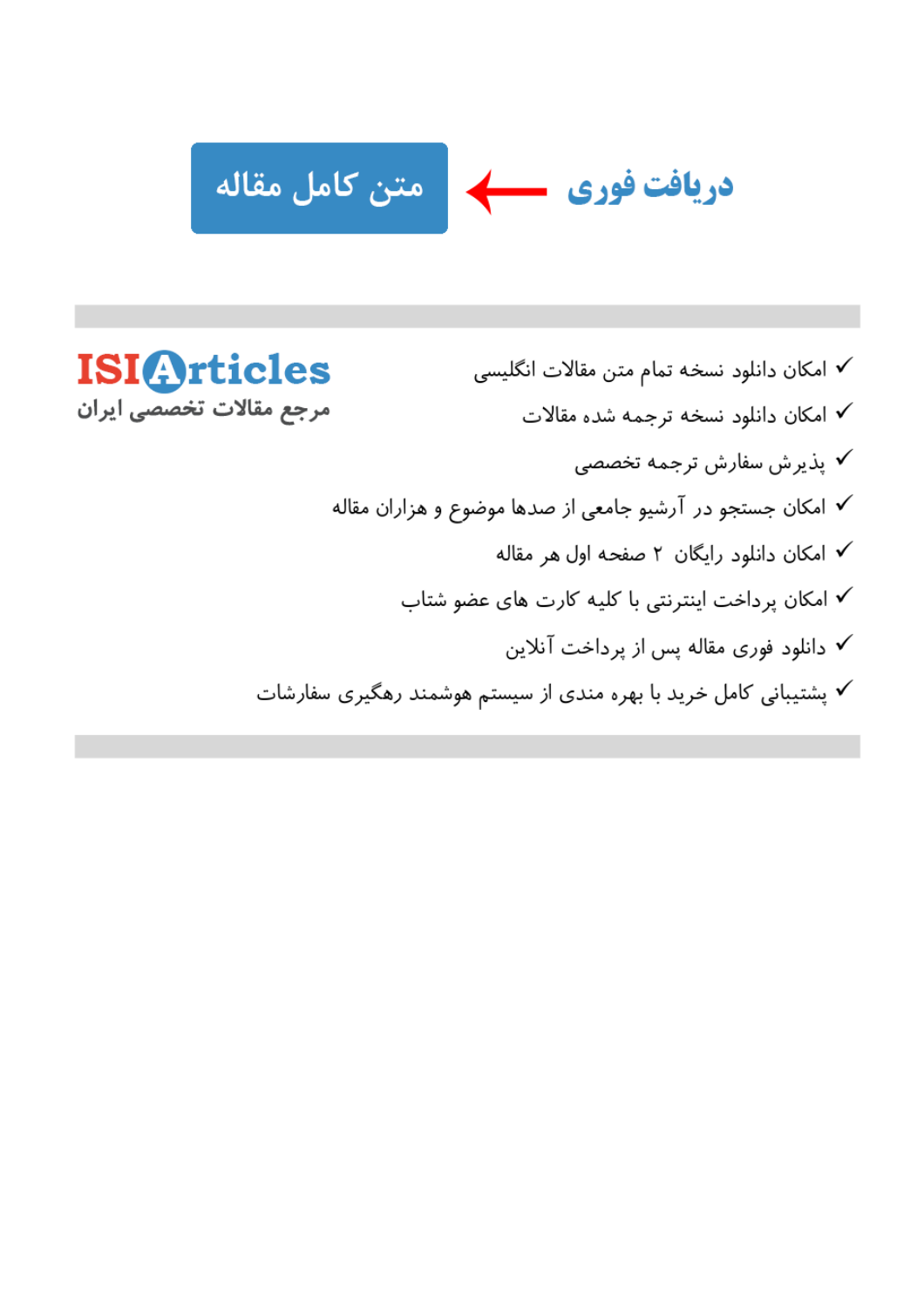دریافت فوری ← متن کامل مقاله

**ISIArticles**
مرجع مقالات تخصصی ایران

- ✓ امکان دانلود نسخه تمام متن مقالات انگلیسی
- ✓ امکان دانلود نسخه ترجمه شده مقالات
- ✓ پذیرش سفارش ترجمه تخصصی
- ✓ امکان جستجو در آرشیو جامعی از صدها موضوع و هزاران مقاله
- ✓ امکان دانلود رایگان ۲ صفحه اول هر مقاله
- ✓ امکان پرداخت اینترنتی با کلیه کارت های عضو شتاب
- ✓ دانلود فوری مقاله پس از پرداخت آنلاین
- ✓ پشتیبانی کامل خرید با بهره مندی از سیستم هوشمند رهگیری سفارشات